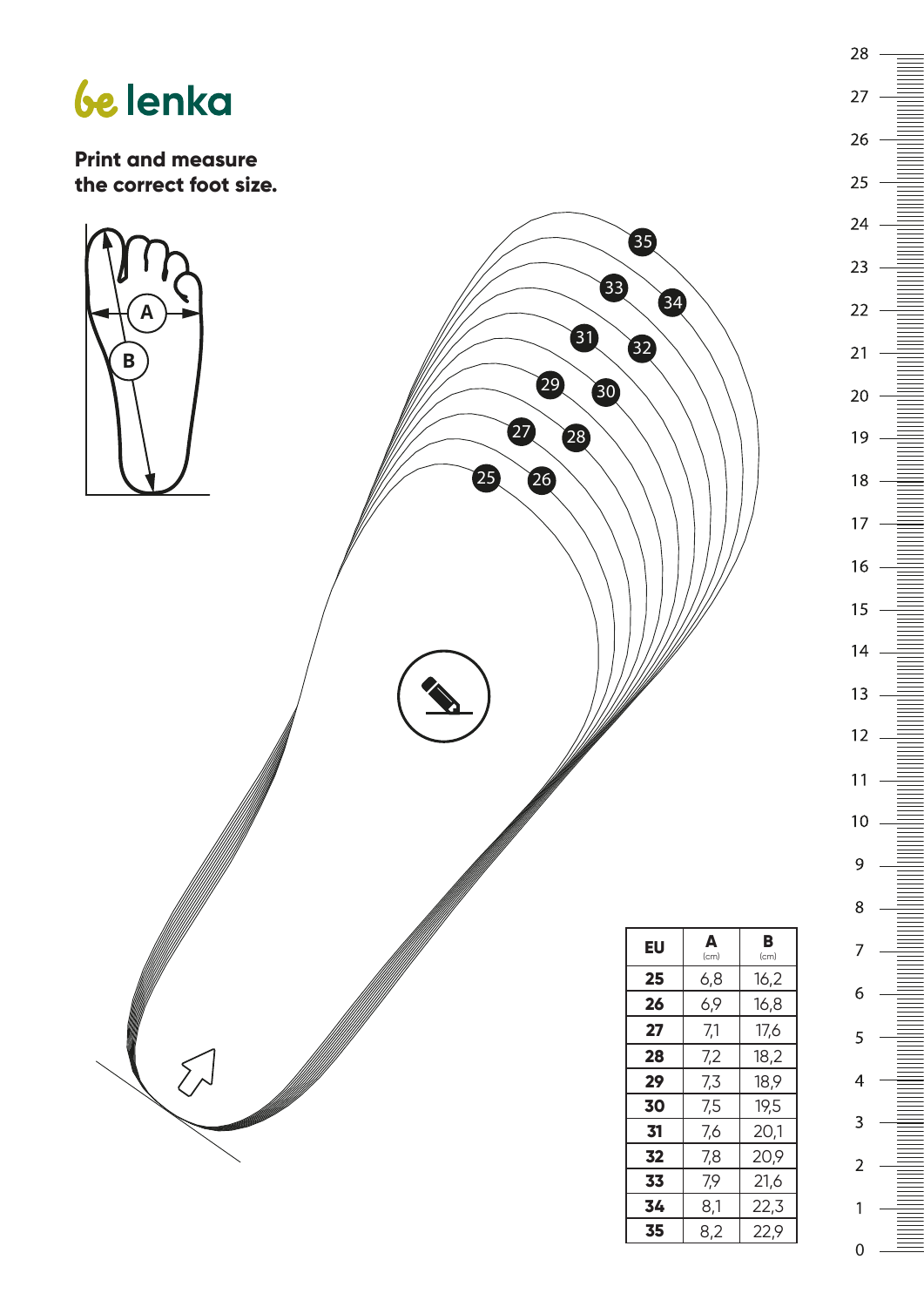# be lenka

**Print and measure the correct foot size.**

| EU | A (cm) | B (cm) |
|---|---|---|
| **25** | 6,8 | 16,2 |
| **26** | 6,9 | 16,8 |
| **27** | 7,1 | 17,6 |
| **28** | 7,2 | 18,2 |
| **29** | 7,3 | 18,9 |
| **30** | 7,5 | 19,5 |
| **31** | 7,6 | 20,1 |
| **32** | 7,8 | 20,9 |
| **33** | 7,9 | 21,6 |
| **34** | 8,1 | 22,3 |
| **35** | 8,2 | 22,9 |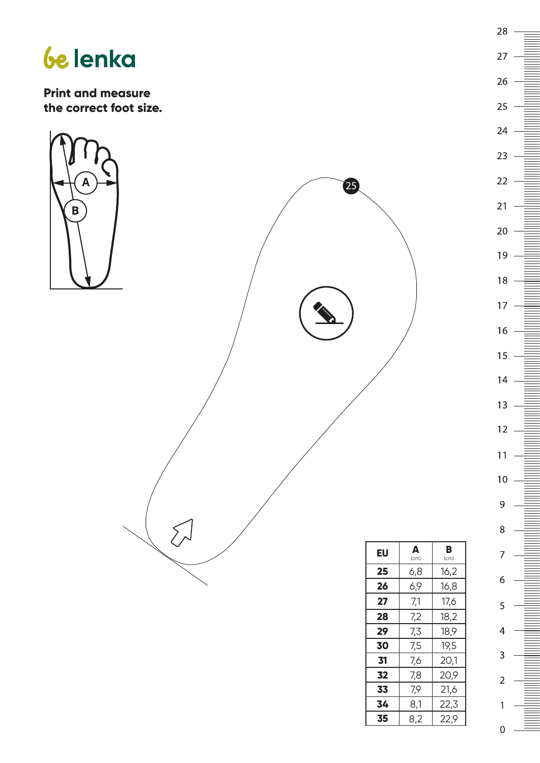be lenka

**Print and measure the correct foot size.**

| EU | A (cm) | B (cm) |
| --- | --- | --- |
| **25** | 6,8 | 16,2 |
| **26** | 6,9 | 16,8 |
| **27** | 7,1 | 17,6 |
| **28** | 7,2 | 18,2 |
| **29** | 7,3 | 18,9 |
| **30** | 7,5 | 19,5 |
| **31** | 7,6 | 20,1 |
| **32** | 7,8 | 20,9 |
| **33** | 7,9 | 21,6 |
| **34** | 8,1 | 22,3 |
| **35** | 8,2 | 22,9 |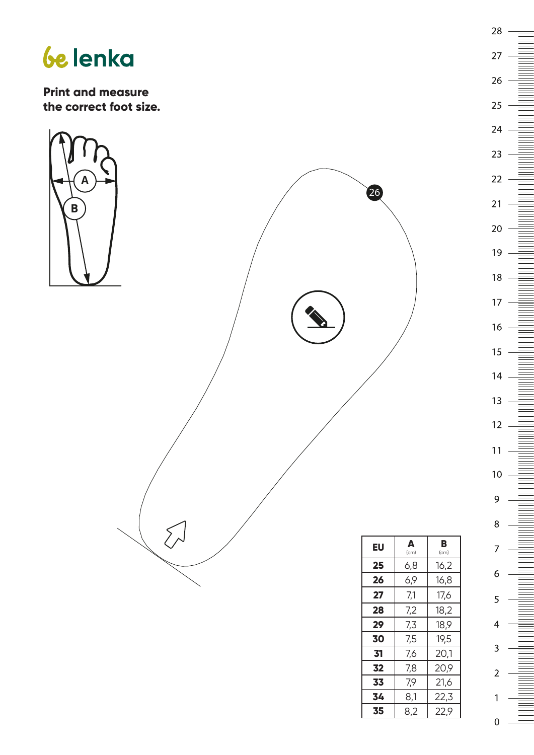# be lenka

**Print and measure the correct foot size.**

| EU | A (cm) | B (cm) |
|---|---|---|
| **25** | 6,8 | 16,2 |
| **26** | 6,9 | 16,8 |
| **27** | 7,1 | 17,6 |
| **28** | 7,2 | 18,2 |
| **29** | 7,3 | 18,9 |
| **30** | 7,5 | 19,5 |
| **31** | 7,6 | 20,1 |
| **32** | 7,8 | 20,9 |
| **33** | 7,9 | 21,6 |
| **34** | 8,1 | 22,3 |
| **35** | 8,2 | 22,9 |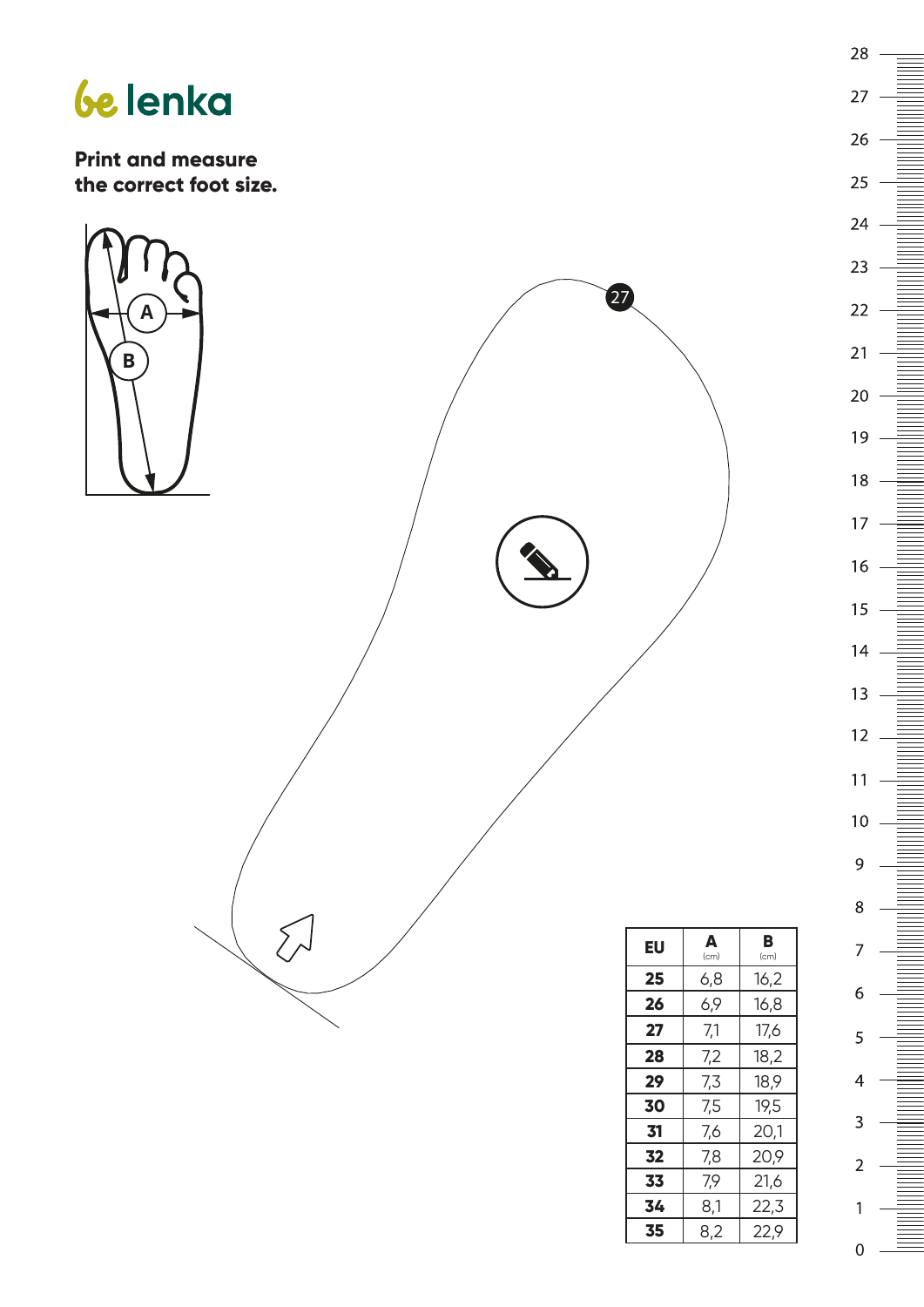be lenka

**Print and measure the correct foot size.**

| EU | A (cm) | B (cm) |
|---|---|---|
| **25** | 6,8 | 16,2 |
| **26** | 6,9 | 16,8 |
| **27** | 7,1 | 17,6 |
| **28** | 7,2 | 18,2 |
| **29** | 7,3 | 18,9 |
| **30** | 7,5 | 19,5 |
| **31** | 7,6 | 20,1 |
| **32** | 7,8 | 20,9 |
| **33** | 7,9 | 21,6 |
| **34** | 8,1 | 22,3 |
| **35** | 8,2 | 22,9 |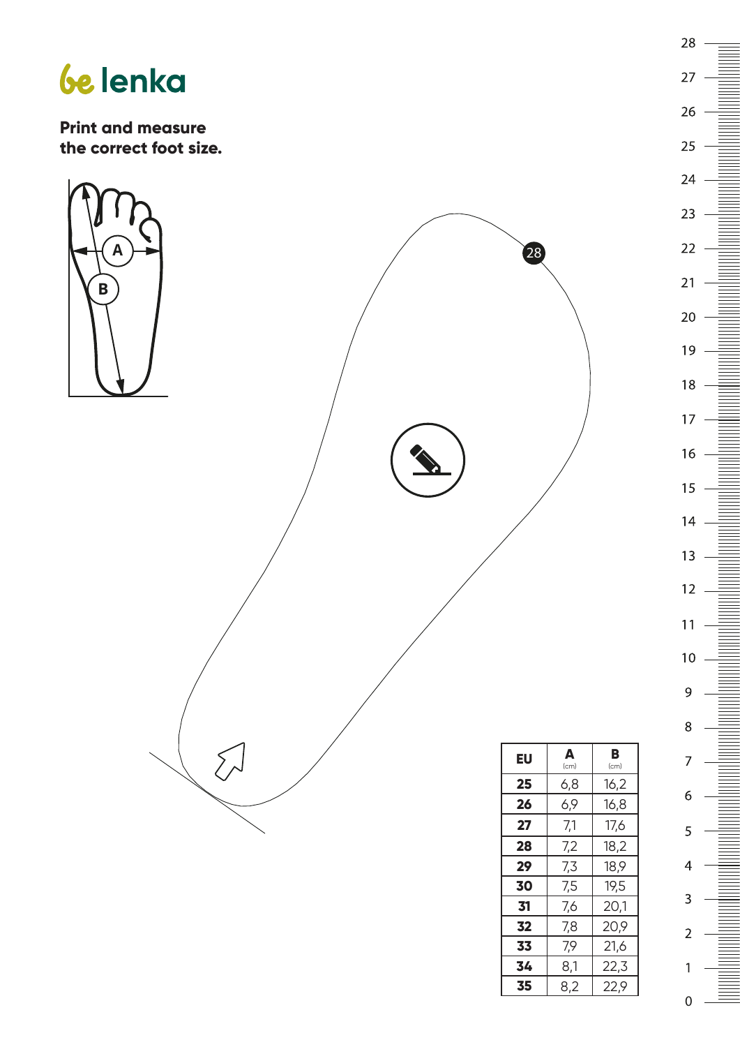# be lenka

**Print and measure the correct foot size.**

| EU | A (cm) | B (cm) |
|---|---|---|
| **25** | 6,8 | 16,2 |
| **26** | 6,9 | 16,8 |
| **27** | 7,1 | 17,6 |
| **28** | 7,2 | 18,2 |
| **29** | 7,3 | 18,9 |
| **30** | 7,5 | 19,5 |
| **31** | 7,6 | 20,1 |
| **32** | 7,8 | 20,9 |
| **33** | 7,9 | 21,6 |
| **34** | 8,1 | 22,3 |
| **35** | 8,2 | 22,9 |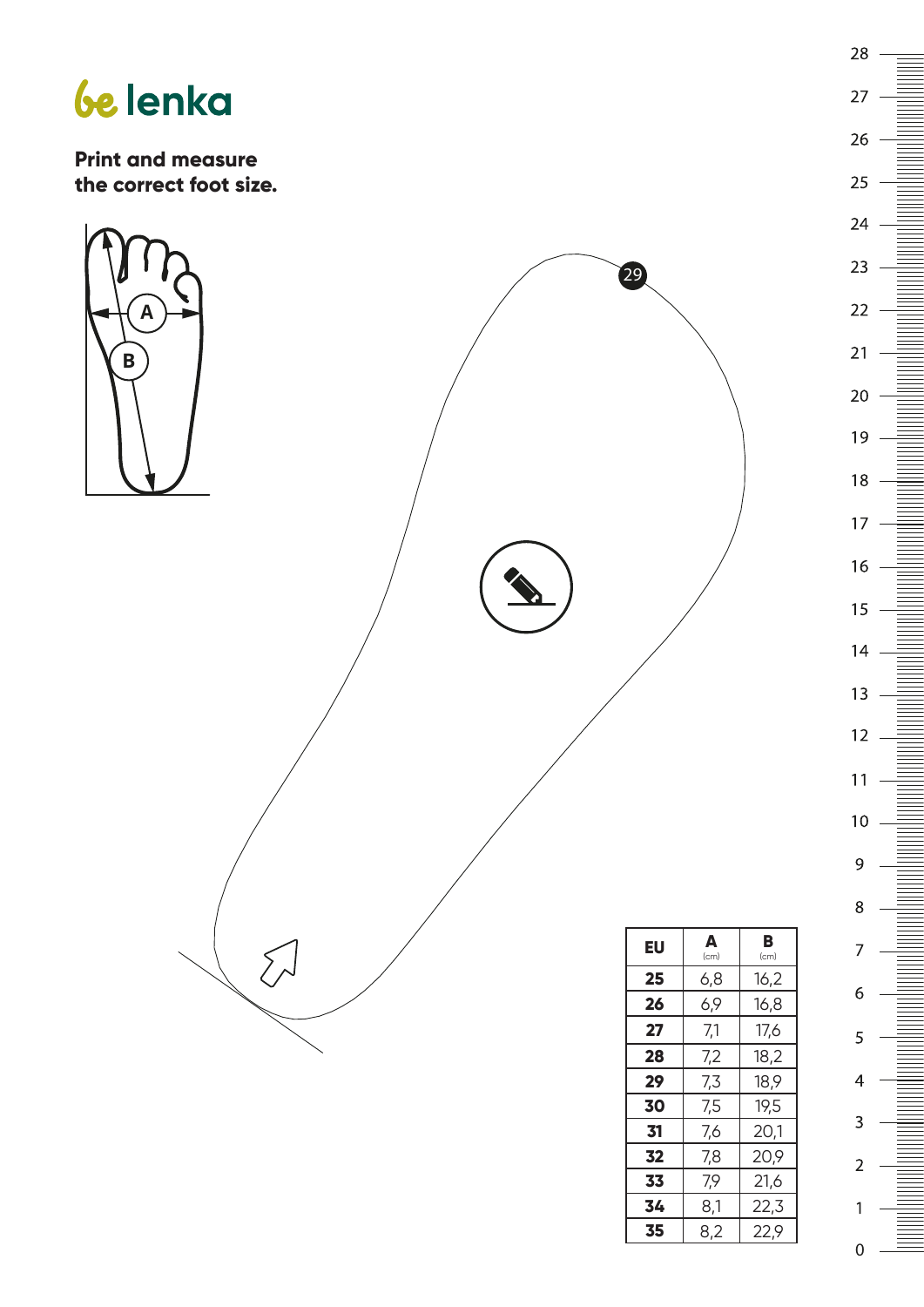be lenka

**Print and measure the correct foot size.**

| EU | A (cm) | B (cm) |
|---|---|---|
| **25** | 6,8 | 16,2 |
| **26** | 6,9 | 16,8 |
| **27** | 7,1 | 17,6 |
| **28** | 7,2 | 18,2 |
| **29** | 7,3 | 18,9 |
| **30** | 7,5 | 19,5 |
| **31** | 7,6 | 20,1 |
| **32** | 7,8 | 20,9 |
| **33** | 7,9 | 21,6 |
| **34** | 8,1 | 22,3 |
| **35** | 8,2 | 22,9 |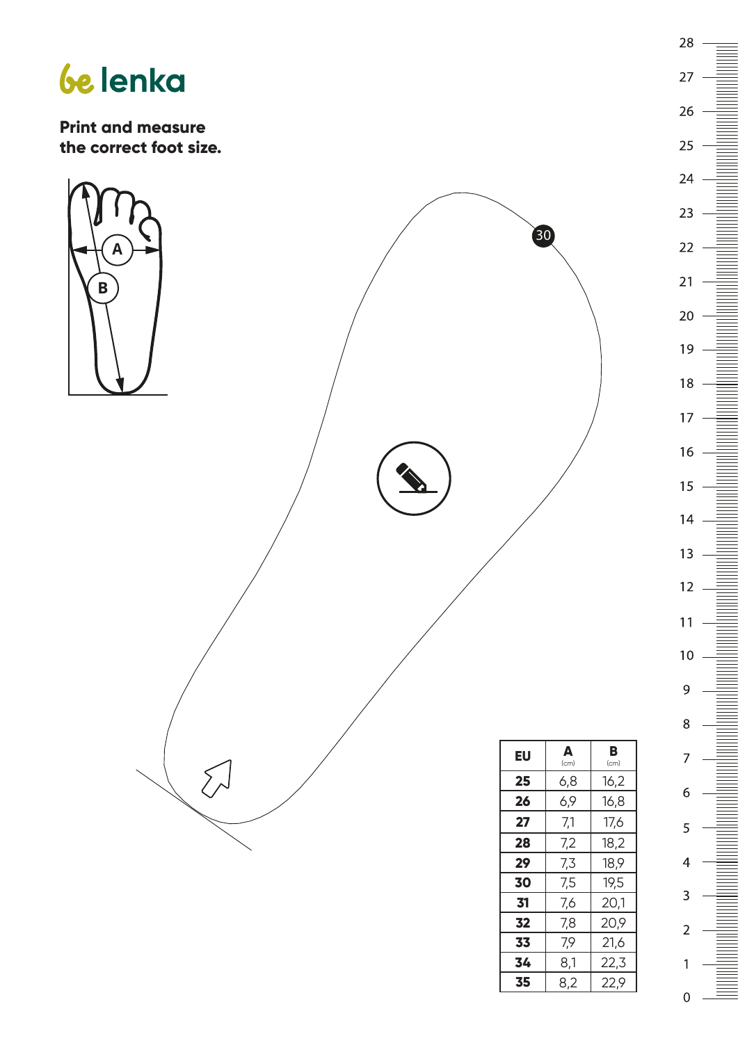# be lenka

**Print and measure the correct foot size.**

| EU | A (cm) | B (cm) |
|---|---|---|
| **25** | 6,8 | 16,2 |
| **26** | 6,9 | 16,8 |
| **27** | 7,1 | 17,6 |
| **28** | 7,2 | 18,2 |
| **29** | 7,3 | 18,9 |
| **30** | 7,5 | 19,5 |
| **31** | 7,6 | 20,1 |
| **32** | 7,8 | 20,9 |
| **33** | 7,9 | 21,6 |
| **34** | 8,1 | 22,3 |
| **35** | 8,2 | 22,9 |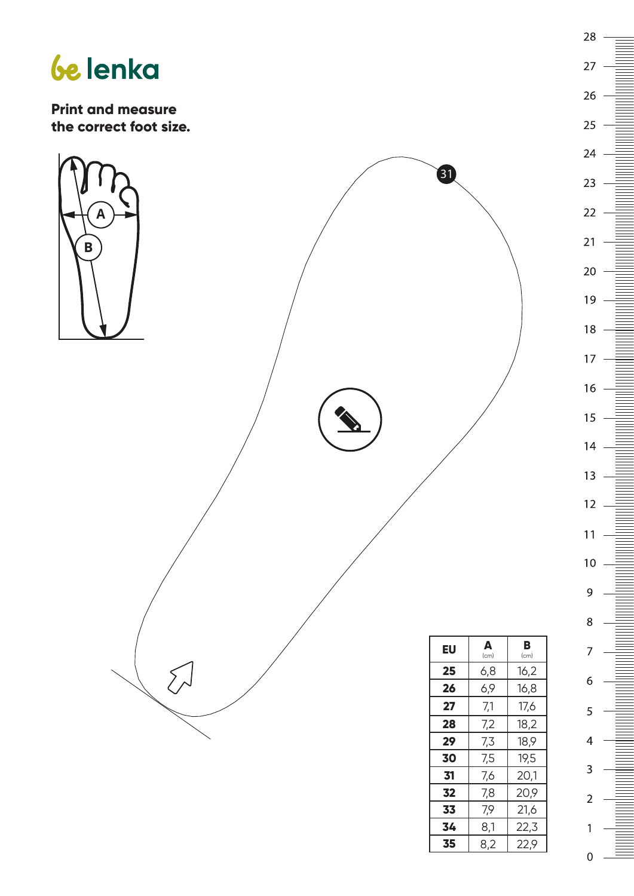be lenka

**Print and measure the correct foot size.**

| EU | A (cm) | B (cm) |
|---|---|---|
| **25** | 6,8 | 16,2 |
| **26** | 6,9 | 16,8 |
| **27** | 7,1 | 17,6 |
| **28** | 7,2 | 18,2 |
| **29** | 7,3 | 18,9 |
| **30** | 7,5 | 19,5 |
| **31** | 7,6 | 20,1 |
| **32** | 7,8 | 20,9 |
| **33** | 7,9 | 21,6 |
| **34** | 8,1 | 22,3 |
| **35** | 8,2 | 22,9 |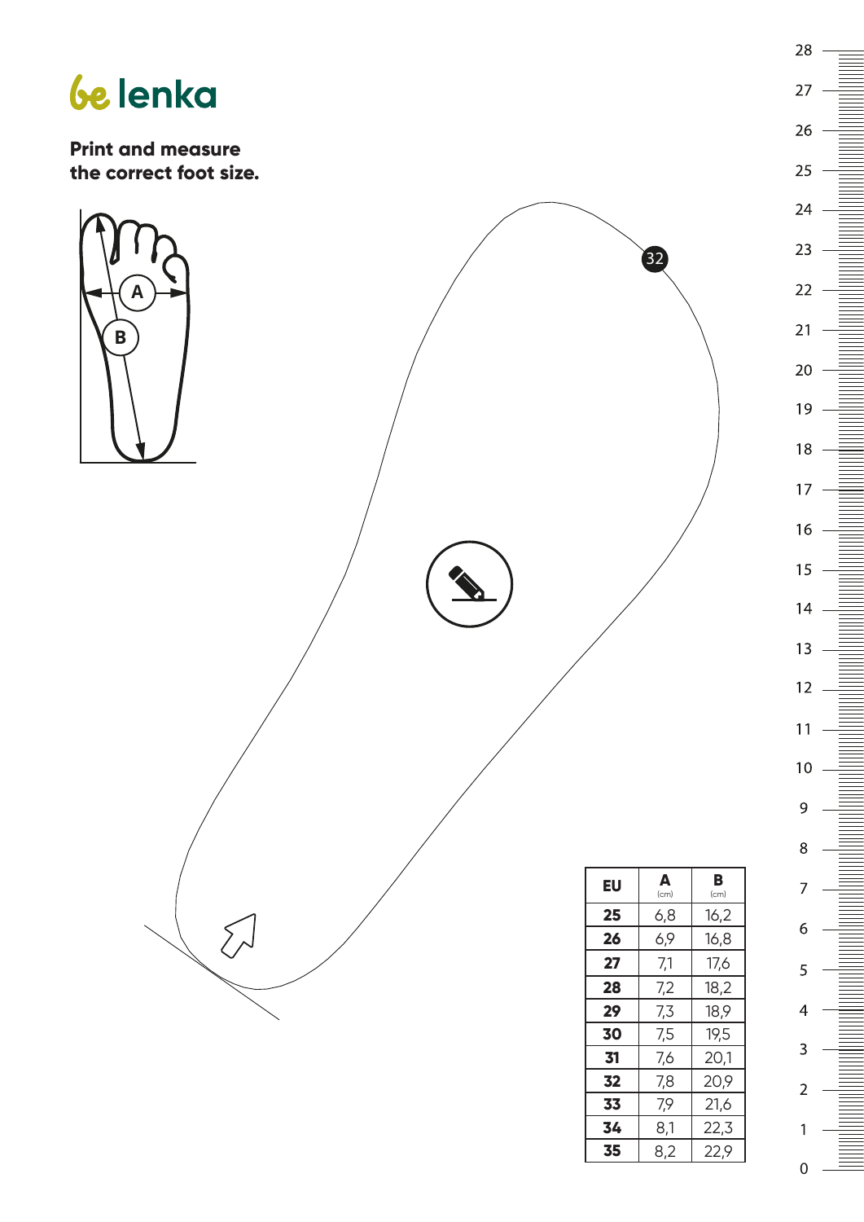# be lenka

**Print and measure the correct foot size.**

| EU | A (cm) | B (cm) |
|---|---|---|
| **25** | 6,8 | 16,2 |
| **26** | 6,9 | 16,8 |
| **27** | 7,1 | 17,6 |
| **28** | 7,2 | 18,2 |
| **29** | 7,3 | 18,9 |
| **30** | 7,5 | 19,5 |
| **31** | 7,6 | 20,1 |
| **32** | 7,8 | 20,9 |
| **33** | 7,9 | 21,6 |
| **34** | 8,1 | 22,3 |
| **35** | 8,2 | 22,9 |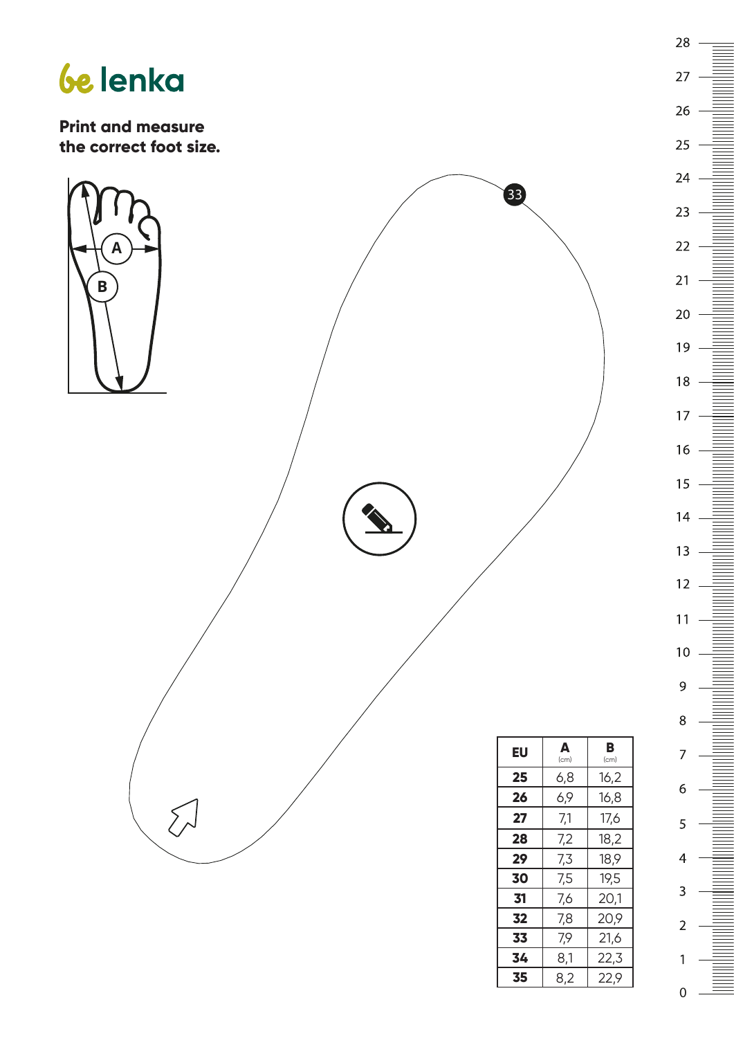be lenka

**Print and measure the correct foot size.**

| EU | A (cm) | B (cm) |
|---|---|---|
| **25** | 6,8 | 16,2 |
| **26** | 6,9 | 16,8 |
| **27** | 7,1 | 17,6 |
| **28** | 7,2 | 18,2 |
| **29** | 7,3 | 18,9 |
| **30** | 7,5 | 19,5 |
| **31** | 7,6 | 20,1 |
| **32** | 7,8 | 20,9 |
| **33** | 7,9 | 21,6 |
| **34** | 8,1 | 22,3 |
| **35** | 8,2 | 22,9 |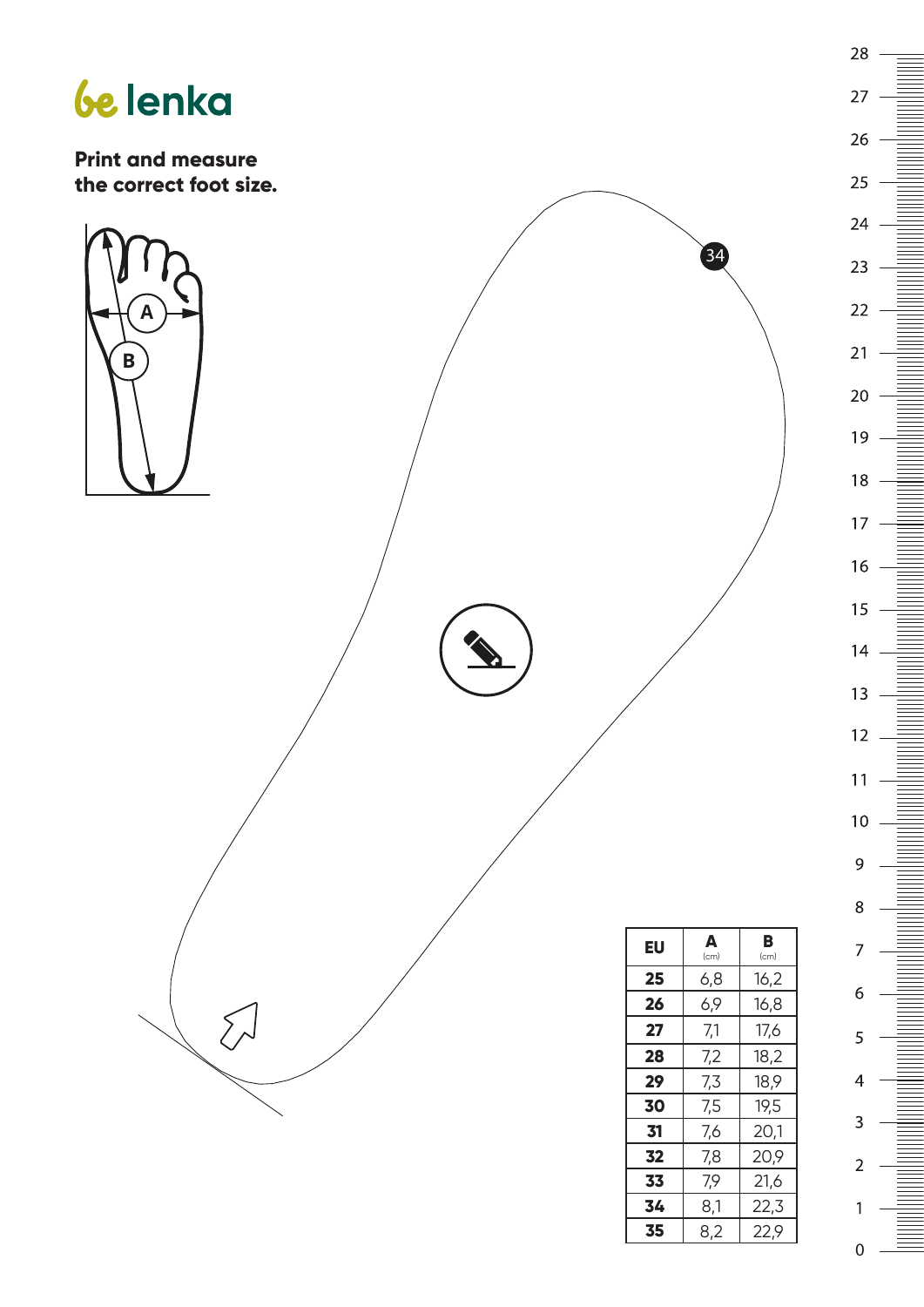# be lenka

**Print and measure the correct foot size.**

| EU | A (cm) | B (cm) |
|---|---|---|
| **25** | 6,8 | 16,2 |
| **26** | 6,9 | 16,8 |
| **27** | 7,1 | 17,6 |
| **28** | 7,2 | 18,2 |
| **29** | 7,3 | 18,9 |
| **30** | 7,5 | 19,5 |
| **31** | 7,6 | 20,1 |
| **32** | 7,8 | 20,9 |
| **33** | 7,9 | 21,6 |
| **34** | 8,1 | 22,3 |
| **35** | 8,2 | 22,9 |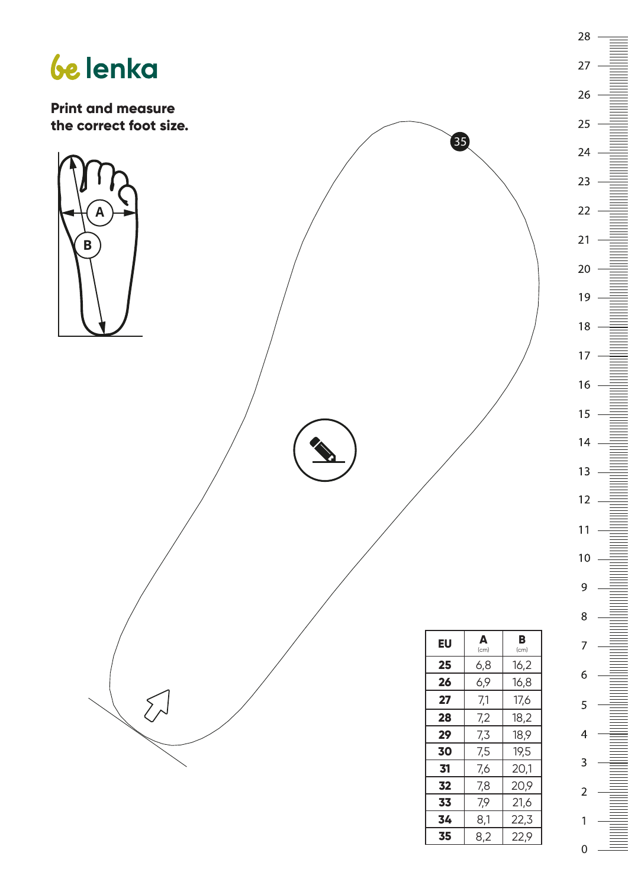be lenka

**Print and measure the correct foot size.**

A

B

35

| EU | A (cm) | B (cm) |
|---|---|---|
| **25** | 6,8 | 16,2 |
| **26** | 6,9 | 16,8 |
| **27** | 7,1 | 17,6 |
| **28** | 7,2 | 18,2 |
| **29** | 7,3 | 18,9 |
| **30** | 7,5 | 19,5 |
| **31** | 7,6 | 20,1 |
| **32** | 7,8 | 20,9 |
| **33** | 7,9 | 21,6 |
| **34** | 8,1 | 22,3 |
| **35** | 8,2 | 22,9 |

28
27
26
25
24
23
22
21
20
19
18
17
16
15
14
13
12
11
10
9
8
7
6
5
4
3
2
1
0